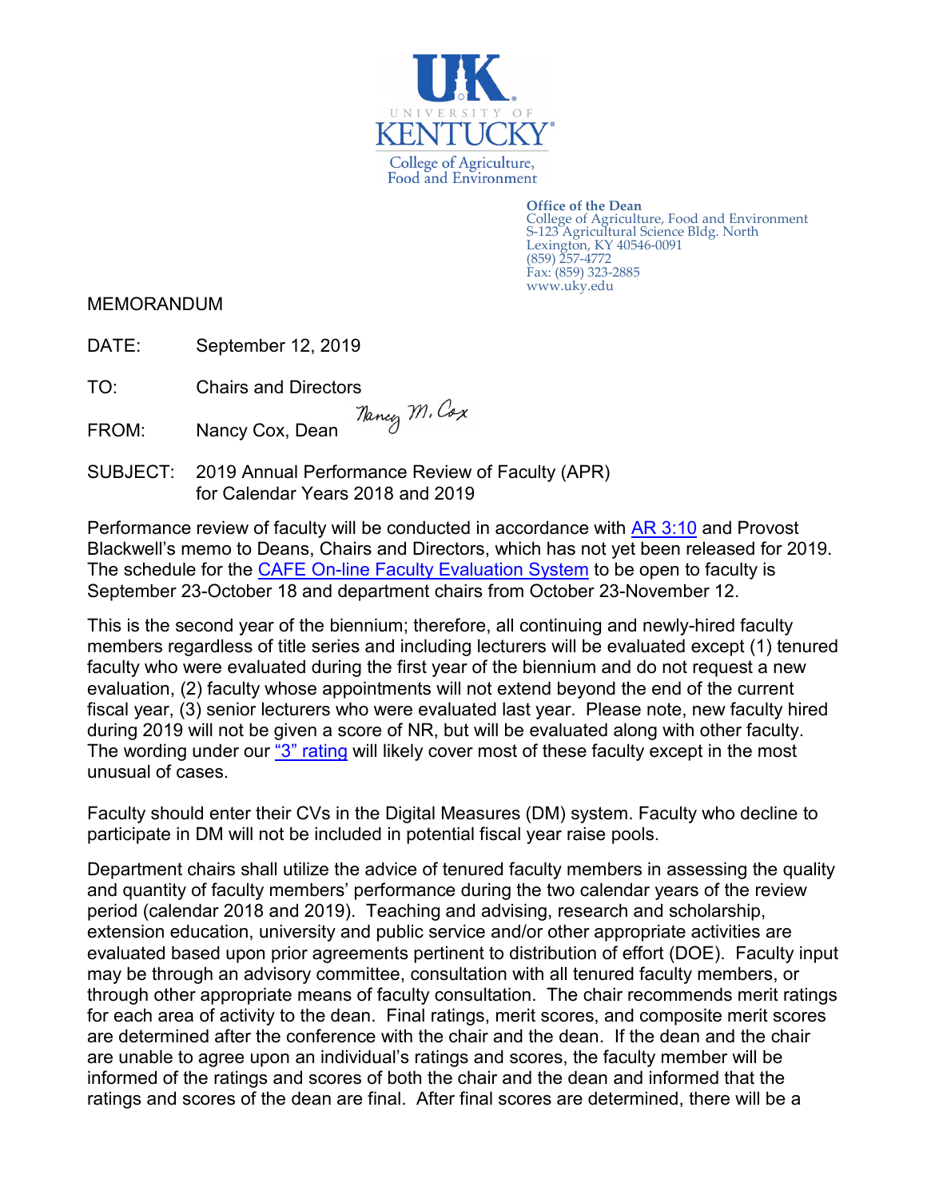University of Kentucky
College of Agriculture, Food and Environment

**Office of the Dean**
College of Agriculture, Food and Environment
S-123 Agricultural Science Bldg. North
Lexington, KY 40546-0091
(859) 257-4772
Fax: (859) 323-2885
www.uky.edu

MEMORANDUM

DATE: September 12, 2019

TO: Chairs and Directors

FROM: Nancy Cox, Dean *Nancy M. Cox*

SUBJECT: 2019 Annual Performance Review of Faculty (APR) for Calendar Years 2018 and 2019

Performance review of faculty will be conducted in accordance with AR 3:10 and Provost Blackwell's memo to Deans, Chairs and Directors, which has not yet been released for 2019. The schedule for the CAFE On-line Faculty Evaluation System to be open to faculty is September 23-October 18 and department chairs from October 23-November 12.

This is the second year of the biennium; therefore, all continuing and newly-hired faculty members regardless of title series and including lecturers will be evaluated except (1) tenured faculty who were evaluated during the first year of the biennium and do not request a new evaluation, (2) faculty whose appointments will not extend beyond the end of the current fiscal year, (3) senior lecturers who were evaluated last year. Please note, new faculty hired during 2019 will not be given a score of NR, but will be evaluated along with other faculty. The wording under our "3" rating will likely cover most of these faculty except in the most unusual of cases.

Faculty should enter their CVs in the Digital Measures (DM) system. Faculty who decline to participate in DM will not be included in potential fiscal year raise pools.

Department chairs shall utilize the advice of tenured faculty members in assessing the quality and quantity of faculty members' performance during the two calendar years of the review period (calendar 2018 and 2019). Teaching and advising, research and scholarship, extension education, university and public service and/or other appropriate activities are evaluated based upon prior agreements pertinent to distribution of effort (DOE). Faculty input may be through an advisory committee, consultation with all tenured faculty members, or through other appropriate means of faculty consultation. The chair recommends merit ratings for each area of activity to the dean. Final ratings, merit scores, and composite merit scores are determined after the conference with the chair and the dean. If the dean and the chair are unable to agree upon an individual's ratings and scores, the faculty member will be informed of the ratings and scores of both the chair and the dean and informed that the ratings and scores of the dean are final. After final scores are determined, there will be a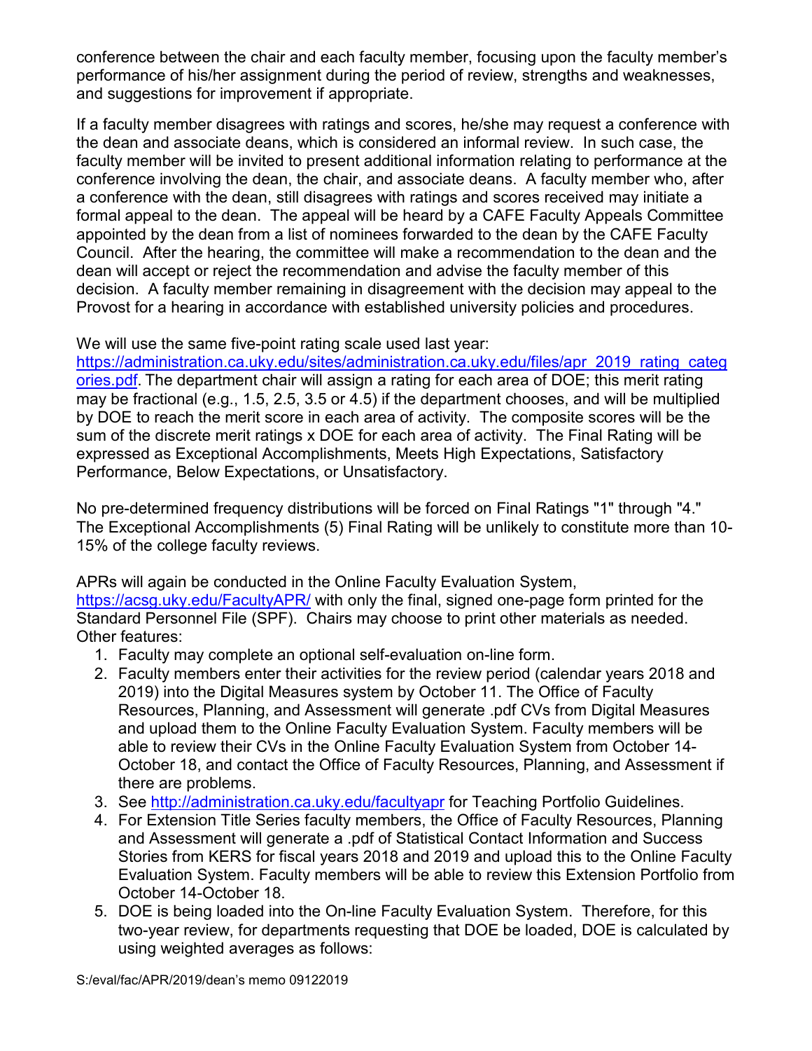conference between the chair and each faculty member, focusing upon the faculty member's performance of his/her assignment during the period of review, strengths and weaknesses, and suggestions for improvement if appropriate.

If a faculty member disagrees with ratings and scores, he/she may request a conference with the dean and associate deans, which is considered an informal review. In such case, the faculty member will be invited to present additional information relating to performance at the conference involving the dean, the chair, and associate deans. A faculty member who, after a conference with the dean, still disagrees with ratings and scores received may initiate a formal appeal to the dean. The appeal will be heard by a CAFE Faculty Appeals Committee appointed by the dean from a list of nominees forwarded to the dean by the CAFE Faculty Council. After the hearing, the committee will make a recommendation to the dean and the dean will accept or reject the recommendation and advise the faculty member of this decision. A faculty member remaining in disagreement with the decision may appeal to the Provost for a hearing in accordance with established university policies and procedures.

We will use the same five-point rating scale used last year: https://administration.ca.uky.edu/sites/administration.ca.uky.edu/files/apr_2019_rating_categories.pdf. The department chair will assign a rating for each area of DOE; this merit rating may be fractional (e.g., 1.5, 2.5, 3.5 or 4.5) if the department chooses, and will be multiplied by DOE to reach the merit score in each area of activity. The composite scores will be the sum of the discrete merit ratings x DOE for each area of activity. The Final Rating will be expressed as Exceptional Accomplishments, Meets High Expectations, Satisfactory Performance, Below Expectations, or Unsatisfactory.

No pre-determined frequency distributions will be forced on Final Ratings "1" through "4." The Exceptional Accomplishments (5) Final Rating will be unlikely to constitute more than 10-15% of the college faculty reviews.

APRs will again be conducted in the Online Faculty Evaluation System, https://acsg.uky.edu/FacultyAPR/ with only the final, signed one-page form printed for the Standard Personnel File (SPF). Chairs may choose to print other materials as needed. Other features:

1. Faculty may complete an optional self-evaluation on-line form.
2. Faculty members enter their activities for the review period (calendar years 2018 and 2019) into the Digital Measures system by October 11. The Office of Faculty Resources, Planning, and Assessment will generate .pdf CVs from Digital Measures and upload them to the Online Faculty Evaluation System. Faculty members will be able to review their CVs in the Online Faculty Evaluation System from October 14-October 18, and contact the Office of Faculty Resources, Planning, and Assessment if there are problems.
3. See http://administration.ca.uky.edu/facultyapr for Teaching Portfolio Guidelines.
4. For Extension Title Series faculty members, the Office of Faculty Resources, Planning and Assessment will generate a .pdf of Statistical Contact Information and Success Stories from KERS for fiscal years 2018 and 2019 and upload this to the Online Faculty Evaluation System. Faculty members will be able to review this Extension Portfolio from October 14-October 18.
5. DOE is being loaded into the On-line Faculty Evaluation System. Therefore, for this two-year review, for departments requesting that DOE be loaded, DOE is calculated by using weighted averages as follows:

S:/eval/fac/APR/2019/dean's memo 09122019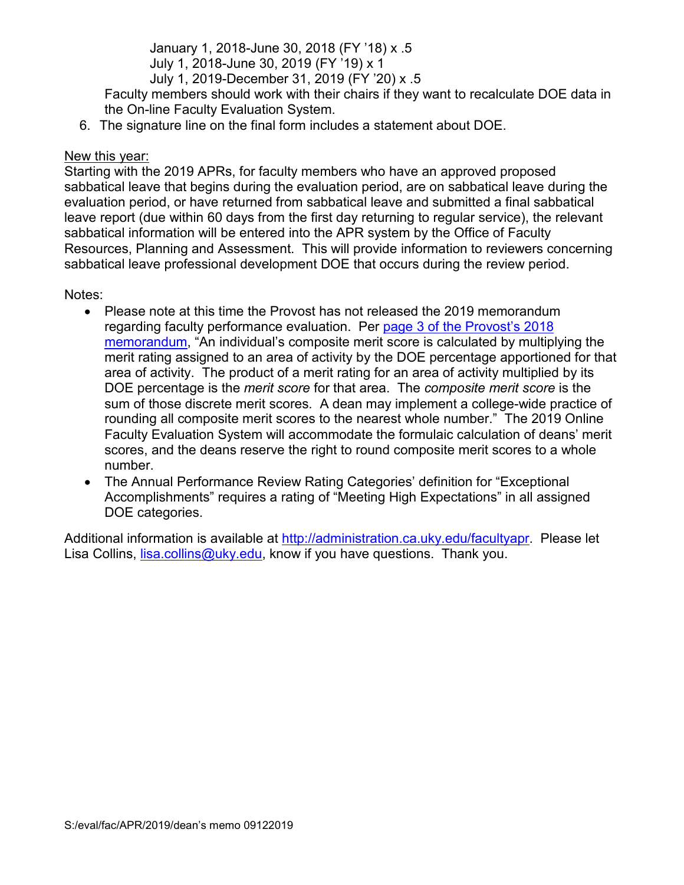January 1, 2018-June 30, 2018 (FY ’18) x .5
July 1, 2018-June 30, 2019 (FY ’19) x 1
July 1, 2019-December 31, 2019 (FY ’20) x .5

Faculty members should work with their chairs if they want to recalculate DOE data in the On-line Faculty Evaluation System.

6. The signature line on the final form includes a statement about DOE.

New this year:

Starting with the 2019 APRs, for faculty members who have an approved proposed sabbatical leave that begins during the evaluation period, are on sabbatical leave during the evaluation period, or have returned from sabbatical leave and submitted a final sabbatical leave report (due within 60 days from the first day returning to regular service), the relevant sabbatical information will be entered into the APR system by the Office of Faculty Resources, Planning and Assessment. This will provide information to reviewers concerning sabbatical leave professional development DOE that occurs during the review period.

Notes:

- Please note at this time the Provost has not released the 2019 memorandum regarding faculty performance evaluation. Per [page 3 of the Provost’s 2018 memorandum](), “An individual’s composite merit score is calculated by multiplying the merit rating assigned to an area of activity by the DOE percentage apportioned for that area of activity. The product of a merit rating for an area of activity multiplied by its DOE percentage is the *merit score* for that area. The *composite merit score* is the sum of those discrete merit scores. A dean may implement a college-wide practice of rounding all composite merit scores to the nearest whole number.” The 2019 Online Faculty Evaluation System will accommodate the formulaic calculation of deans’ merit scores, and the deans reserve the right to round composite merit scores to a whole number.
- The Annual Performance Review Rating Categories’ definition for “Exceptional Accomplishments” requires a rating of “Meeting High Expectations” in all assigned DOE categories.

Additional information is available at http://administration.ca.uky.edu/facultyapr. Please let Lisa Collins, lisa.collins@uky.edu, know if you have questions. Thank you.

S:/eval/fac/APR/2019/dean’s memo 09122019